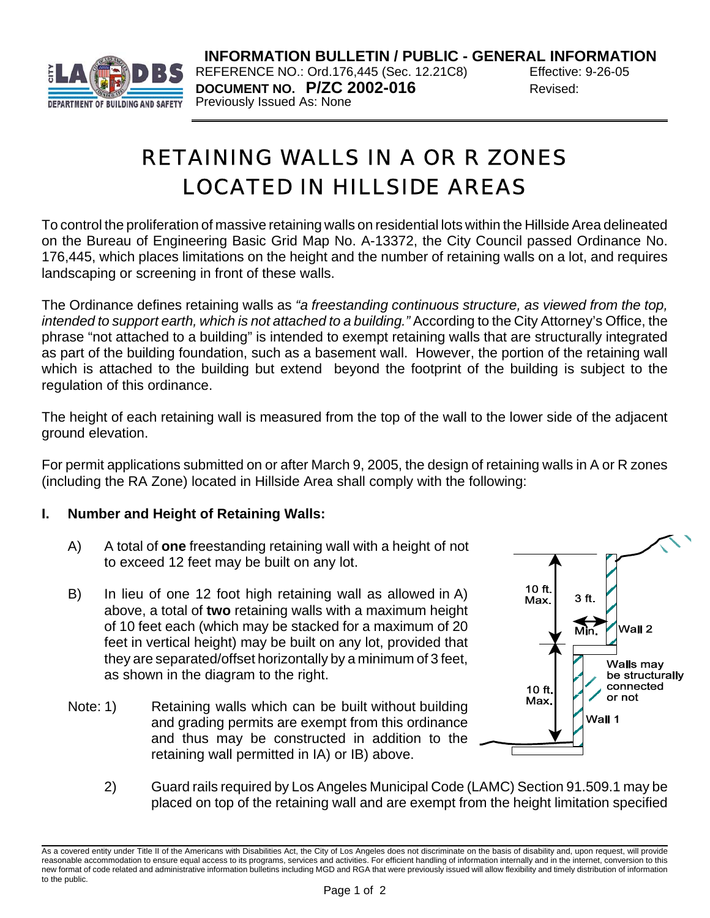**INFORMATION BULLETIN / PUBLIC - GENERAL INFORMATION**

REFERENCE NO.: Ord.176,445 (Sec. 12.21C8) Effective: 9-26-05
**DOCUMENT NO. P/ZC 2002-016** Revised:
Previously Issued As: None

# RETAINING WALLS IN A OR R ZONES LOCATED IN HILLSIDE AREAS

To control the proliferation of massive retaining walls on residential lots within the Hillside Area delineated on the Bureau of Engineering Basic Grid Map No. A-13372, the City Council passed Ordinance No. 176,445, which places limitations on the height and the number of retaining walls on a lot, and requires landscaping or screening in front of these walls.

The Ordinance defines retaining walls as *"a freestanding continuous structure, as viewed from the top, intended to support earth, which is not attached to a building."* According to the City Attorney's Office, the phrase "not attached to a building" is intended to exempt retaining walls that are structurally integrated as part of the building foundation, such as a basement wall. However, the portion of the retaining wall which is attached to the building but extend beyond the footprint of the building is subject to the regulation of this ordinance.

The height of each retaining wall is measured from the top of the wall to the lower side of the adjacent ground elevation.

For permit applications submitted on or after March 9, 2005, the design of retaining walls in A or R zones (including the RA Zone) located in Hillside Area shall comply with the following:

## I. Number and Height of Retaining Walls:

A) A total of **one** freestanding retaining wall with a height of not to exceed 12 feet may be built on any lot.

B) In lieu of one 12 foot high retaining wall as allowed in A) above, a total of **two** retaining walls with a maximum height of 10 feet each (which may be stacked for a maximum of 20 feet in vertical height) may be built on any lot, provided that they are separated/offset horizontally by a minimum of 3 feet, as shown in the diagram to the right.

10 ft. Max. | 3 ft. Min. | Wall 2 | Walls may be structurally connected or not | 10 ft. Max. | Wall 1

Note: 1) Retaining walls which can be built without building and grading permits are exempt from this ordinance and thus may be constructed in addition to the retaining wall permitted in IA) or IB) above.

2) Guard rails required by Los Angeles Municipal Code (LAMC) Section 91.509.1 may be placed on top of the retaining wall and are exempt from the height limitation specified

As a covered entity under Title II of the Americans with Disabilities Act, the City of Los Angeles does not discriminate on the basis of disability and, upon request, will provide reasonable accommodation to ensure equal access to its programs, services and activities. For efficient handling of information internally and in the internet, conversion to this new format of code related and administrative information bulletins including MGD and RGA that were previously issued will allow flexibility and timely distribution of information to the public.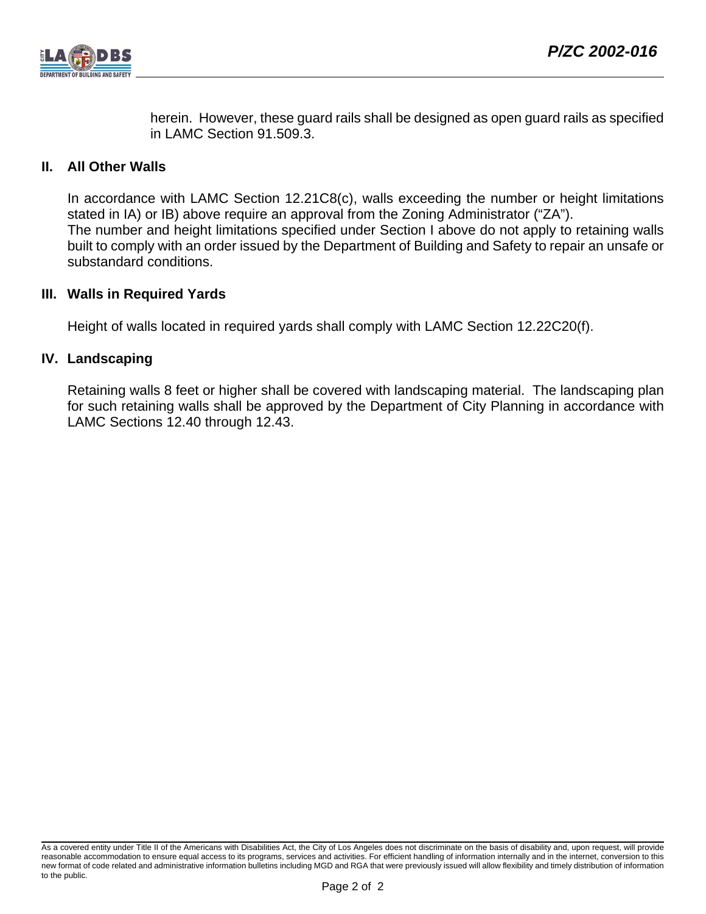herein. However, these guard rails shall be designed as open guard rails as specified in LAMC Section 91.509.3.

## II. All Other Walls

In accordance with LAMC Section 12.21C8(c), walls exceeding the number or height limitations stated in IA) or IB) above require an approval from the Zoning Administrator ("ZA"). The number and height limitations specified under Section I above do not apply to retaining walls built to comply with an order issued by the Department of Building and Safety to repair an unsafe or substandard conditions.

## III. Walls in Required Yards

Height of walls located in required yards shall comply with LAMC Section 12.22C20(f).

## IV. Landscaping

Retaining walls 8 feet or higher shall be covered with landscaping material. The landscaping plan for such retaining walls shall be approved by the Department of City Planning in accordance with LAMC Sections 12.40 through 12.43.

As a covered entity under Title II of the Americans with Disabilities Act, the City of Los Angeles does not discriminate on the basis of disability and, upon request, will provide reasonable accommodation to ensure equal access to its programs, services and activities. For efficient handling of information internally and in the internet, conversion to this new format of code related and administrative information bulletins including MGD and RGA that were previously issued will allow flexibility and timely distribution of information to the public.